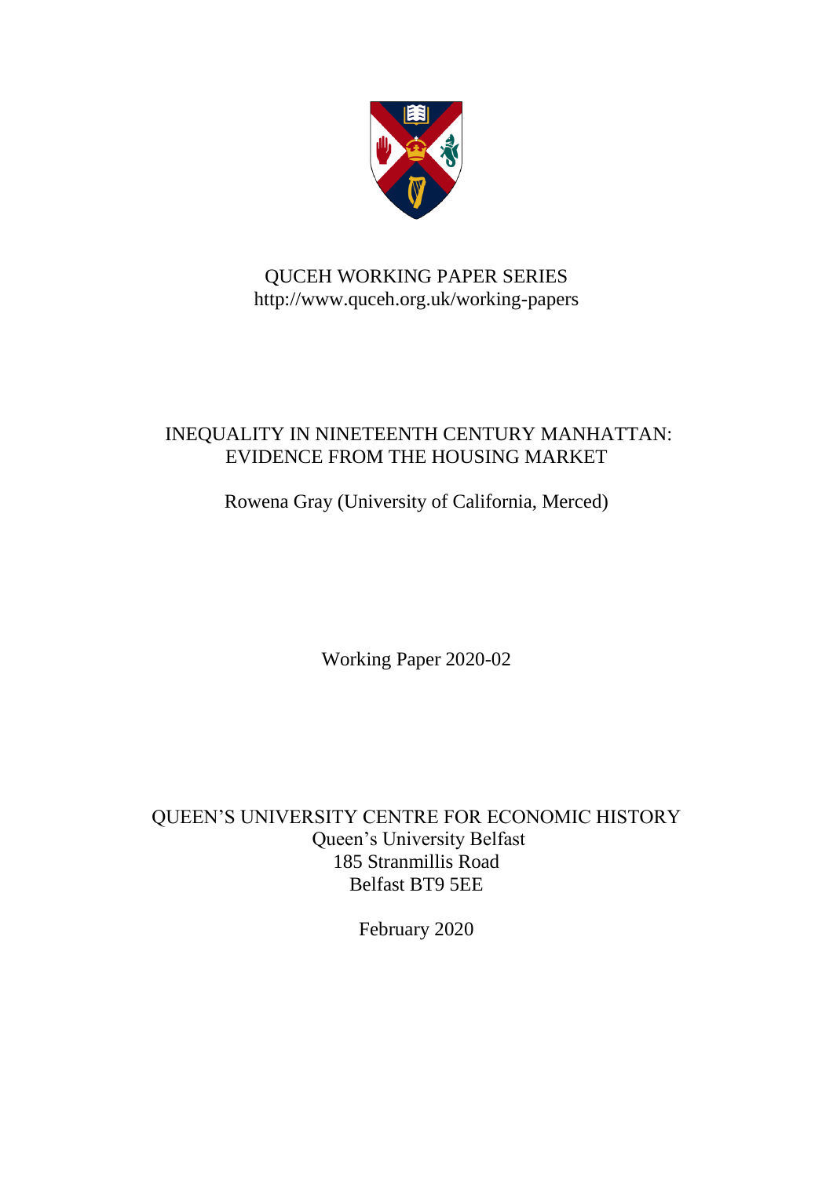QUCEH WORKING PAPER SERIES
http://www.quceh.org.uk/working-papers

# INEQUALITY IN NINETEENTH CENTURY MANHATTAN: EVIDENCE FROM THE HOUSING MARKET

Rowena Gray (University of California, Merced)

Working Paper 2020-02

QUEEN'S UNIVERSITY CENTRE FOR ECONOMIC HISTORY
Queen's University Belfast
185 Stranmillis Road
Belfast BT9 5EE

February 2020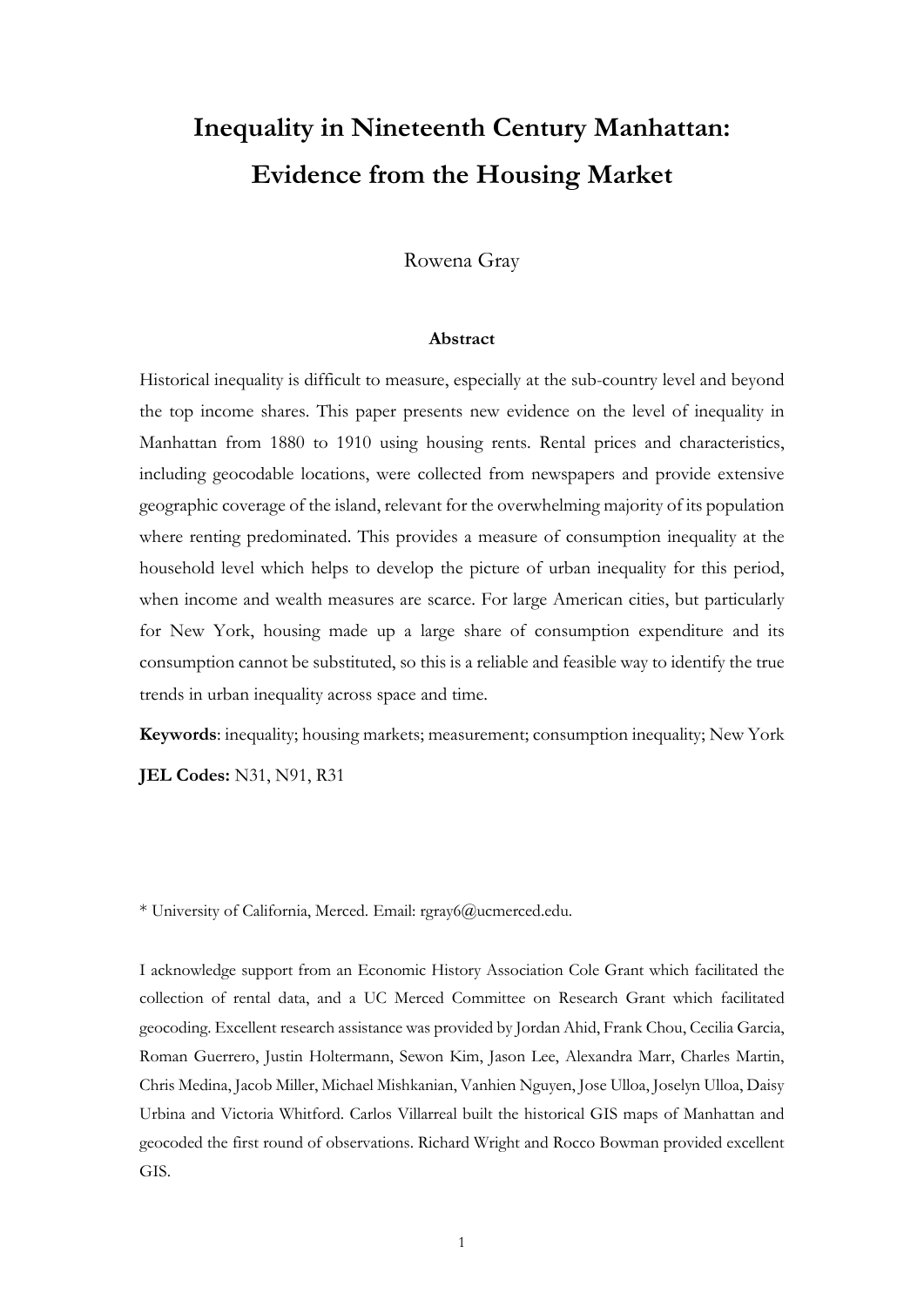# Inequality in Nineteenth Century Manhattan: Evidence from the Housing Market

Rowena Gray

**Abstract**

Historical inequality is difficult to measure, especially at the sub-country level and beyond the top income shares. This paper presents new evidence on the level of inequality in Manhattan from 1880 to 1910 using housing rents. Rental prices and characteristics, including geocodable locations, were collected from newspapers and provide extensive geographic coverage of the island, relevant for the overwhelming majority of its population where renting predominated. This provides a measure of consumption inequality at the household level which helps to develop the picture of urban inequality for this period, when income and wealth measures are scarce. For large American cities, but particularly for New York, housing made up a large share of consumption expenditure and its consumption cannot be substituted, so this is a reliable and feasible way to identify the true trends in urban inequality across space and time.

**Keywords**: inequality; housing markets; measurement; consumption inequality; New York

**JEL Codes:** N31, N91, R31

\* University of California, Merced. Email: rgray6@ucmerced.edu.

I acknowledge support from an Economic History Association Cole Grant which facilitated the collection of rental data, and a UC Merced Committee on Research Grant which facilitated geocoding. Excellent research assistance was provided by Jordan Ahid, Frank Chou, Cecilia Garcia, Roman Guerrero, Justin Holtermann, Sewon Kim, Jason Lee, Alexandra Marr, Charles Martin, Chris Medina, Jacob Miller, Michael Mishkanian, Vanhien Nguyen, Jose Ulloa, Joselyn Ulloa, Daisy Urbina and Victoria Whitford. Carlos Villarreal built the historical GIS maps of Manhattan and geocoded the first round of observations. Richard Wright and Rocco Bowman provided excellent GIS.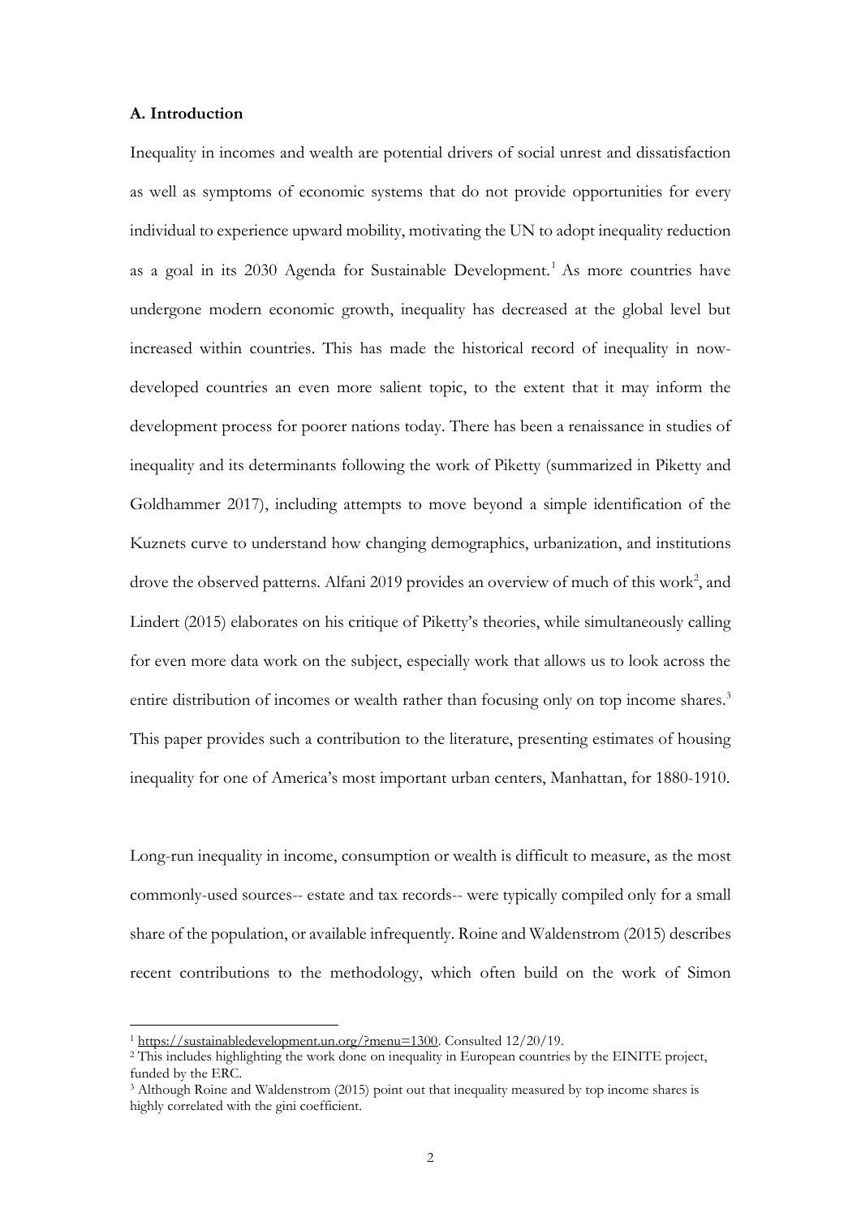**A. Introduction**

Inequality in incomes and wealth are potential drivers of social unrest and dissatisfaction as well as symptoms of economic systems that do not provide opportunities for every individual to experience upward mobility, motivating the UN to adopt inequality reduction as a goal in its 2030 Agenda for Sustainable Development.[1] As more countries have undergone modern economic growth, inequality has decreased at the global level but increased within countries. This has made the historical record of inequality in now-developed countries an even more salient topic, to the extent that it may inform the development process for poorer nations today. There has been a renaissance in studies of inequality and its determinants following the work of Piketty (summarized in Piketty and Goldhammer 2017), including attempts to move beyond a simple identification of the Kuznets curve to understand how changing demographics, urbanization, and institutions drove the observed patterns. Alfani 2019 provides an overview of much of this work[2], and Lindert (2015) elaborates on his critique of Piketty's theories, while simultaneously calling for even more data work on the subject, especially work that allows us to look across the entire distribution of incomes or wealth rather than focusing only on top income shares.[3] This paper provides such a contribution to the literature, presenting estimates of housing inequality for one of America's most important urban centers, Manhattan, for 1880-1910.

Long-run inequality in income, consumption or wealth is difficult to measure, as the most commonly-used sources-- estate and tax records-- were typically compiled only for a small share of the population, or available infrequently. Roine and Waldenstrom (2015) describes recent contributions to the methodology, which often build on the work of Simon

[1] https://sustainabledevelopment.un.org/?menu=1300. Consulted 12/20/19.

[2] This includes highlighting the work done on inequality in European countries by the EINITE project, funded by the ERC.

[3] Although Roine and Waldenstrom (2015) point out that inequality measured by top income shares is highly correlated with the gini coefficient.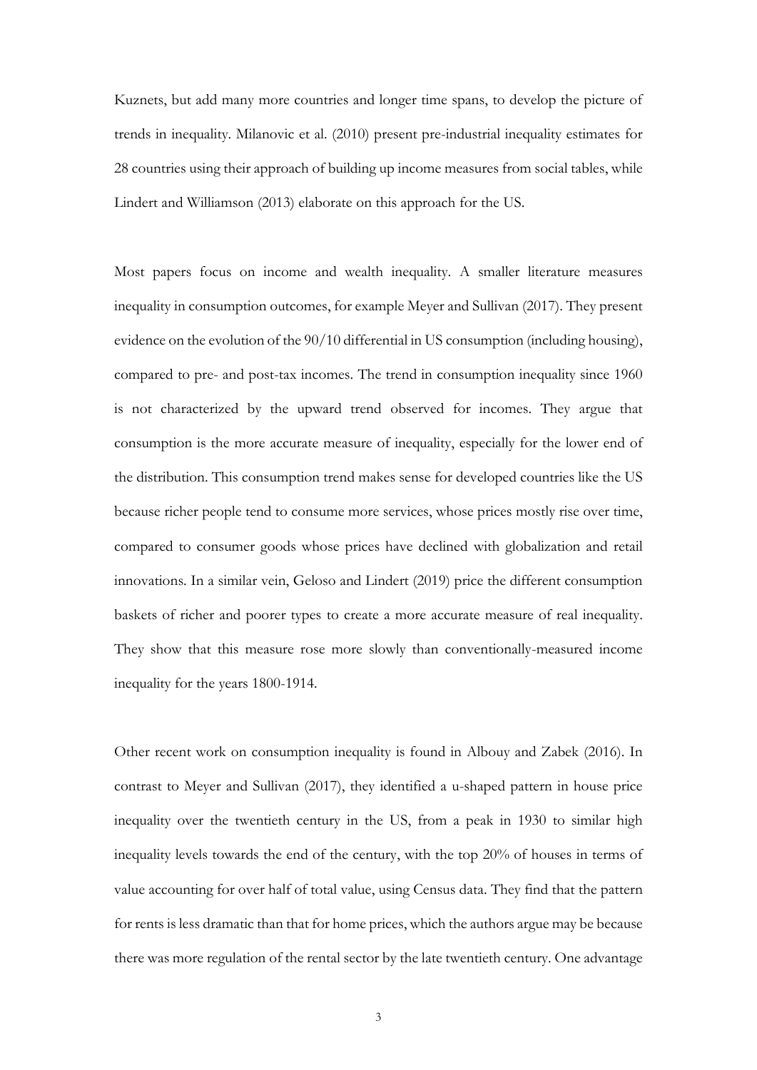Kuznets, but add many more countries and longer time spans, to develop the picture of trends in inequality. Milanovic et al. (2010) present pre-industrial inequality estimates for 28 countries using their approach of building up income measures from social tables, while Lindert and Williamson (2013) elaborate on this approach for the US.

Most papers focus on income and wealth inequality. A smaller literature measures inequality in consumption outcomes, for example Meyer and Sullivan (2017). They present evidence on the evolution of the 90/10 differential in US consumption (including housing), compared to pre- and post-tax incomes. The trend in consumption inequality since 1960 is not characterized by the upward trend observed for incomes. They argue that consumption is the more accurate measure of inequality, especially for the lower end of the distribution. This consumption trend makes sense for developed countries like the US because richer people tend to consume more services, whose prices mostly rise over time, compared to consumer goods whose prices have declined with globalization and retail innovations. In a similar vein, Geloso and Lindert (2019) price the different consumption baskets of richer and poorer types to create a more accurate measure of real inequality. They show that this measure rose more slowly than conventionally-measured income inequality for the years 1800-1914.

Other recent work on consumption inequality is found in Albouy and Zabek (2016). In contrast to Meyer and Sullivan (2017), they identified a u-shaped pattern in house price inequality over the twentieth century in the US, from a peak in 1930 to similar high inequality levels towards the end of the century, with the top 20% of houses in terms of value accounting for over half of total value, using Census data. They find that the pattern for rents is less dramatic than that for home prices, which the authors argue may be because there was more regulation of the rental sector by the late twentieth century. One advantage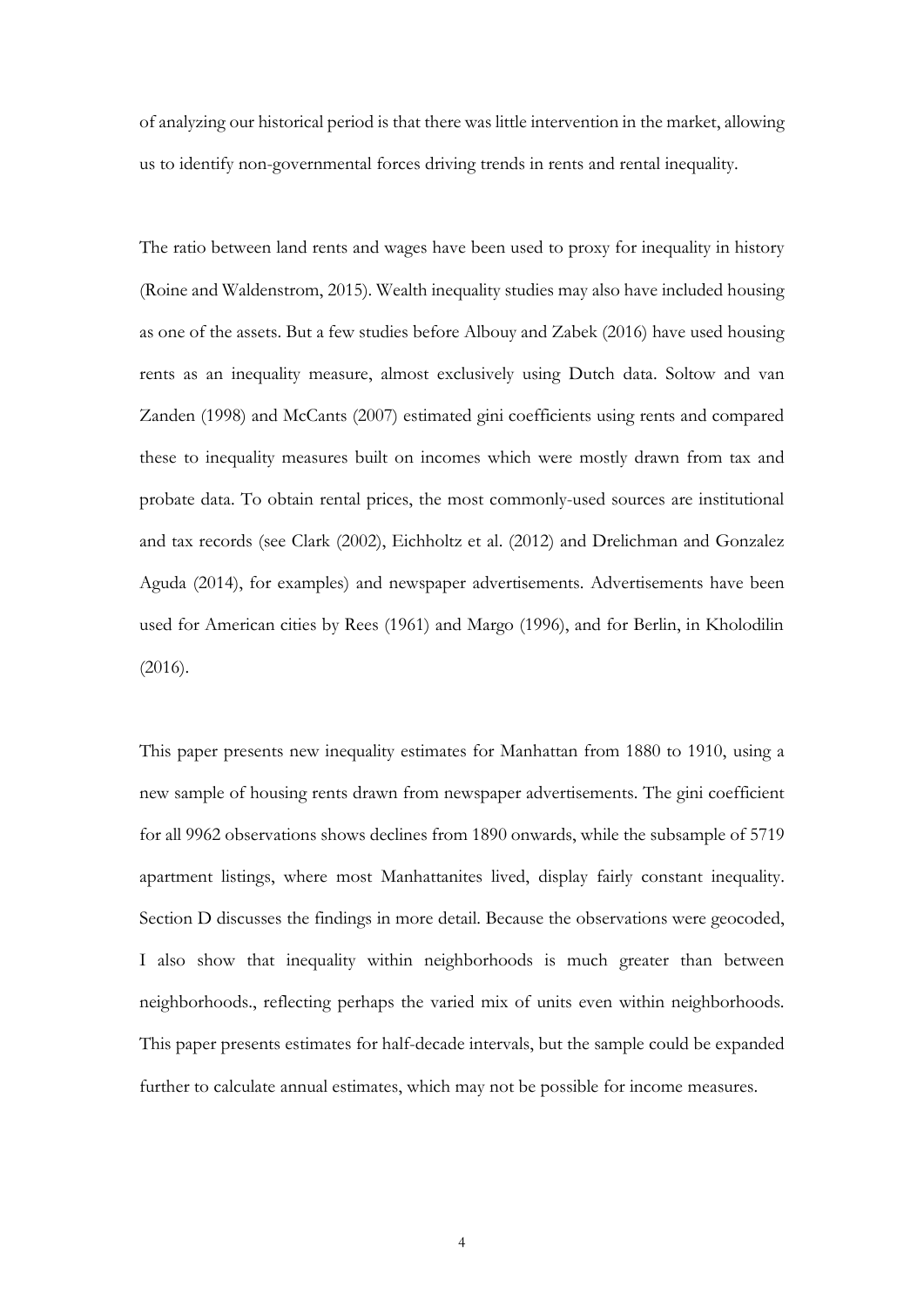of analyzing our historical period is that there was little intervention in the market, allowing us to identify non-governmental forces driving trends in rents and rental inequality.

The ratio between land rents and wages have been used to proxy for inequality in history (Roine and Waldenstrom, 2015). Wealth inequality studies may also have included housing as one of the assets. But a few studies before Albouy and Zabek (2016) have used housing rents as an inequality measure, almost exclusively using Dutch data. Soltow and van Zanden (1998) and McCants (2007) estimated gini coefficients using rents and compared these to inequality measures built on incomes which were mostly drawn from tax and probate data. To obtain rental prices, the most commonly-used sources are institutional and tax records (see Clark (2002), Eichholtz et al. (2012) and Drelichman and Gonzalez Aguda (2014), for examples) and newspaper advertisements. Advertisements have been used for American cities by Rees (1961) and Margo (1996), and for Berlin, in Kholodilin (2016).

This paper presents new inequality estimates for Manhattan from 1880 to 1910, using a new sample of housing rents drawn from newspaper advertisements. The gini coefficient for all 9962 observations shows declines from 1890 onwards, while the subsample of 5719 apartment listings, where most Manhattanites lived, display fairly constant inequality. Section D discusses the findings in more detail. Because the observations were geocoded, I also show that inequality within neighborhoods is much greater than between neighborhoods., reflecting perhaps the varied mix of units even within neighborhoods. This paper presents estimates for half-decade intervals, but the sample could be expanded further to calculate annual estimates, which may not be possible for income measures.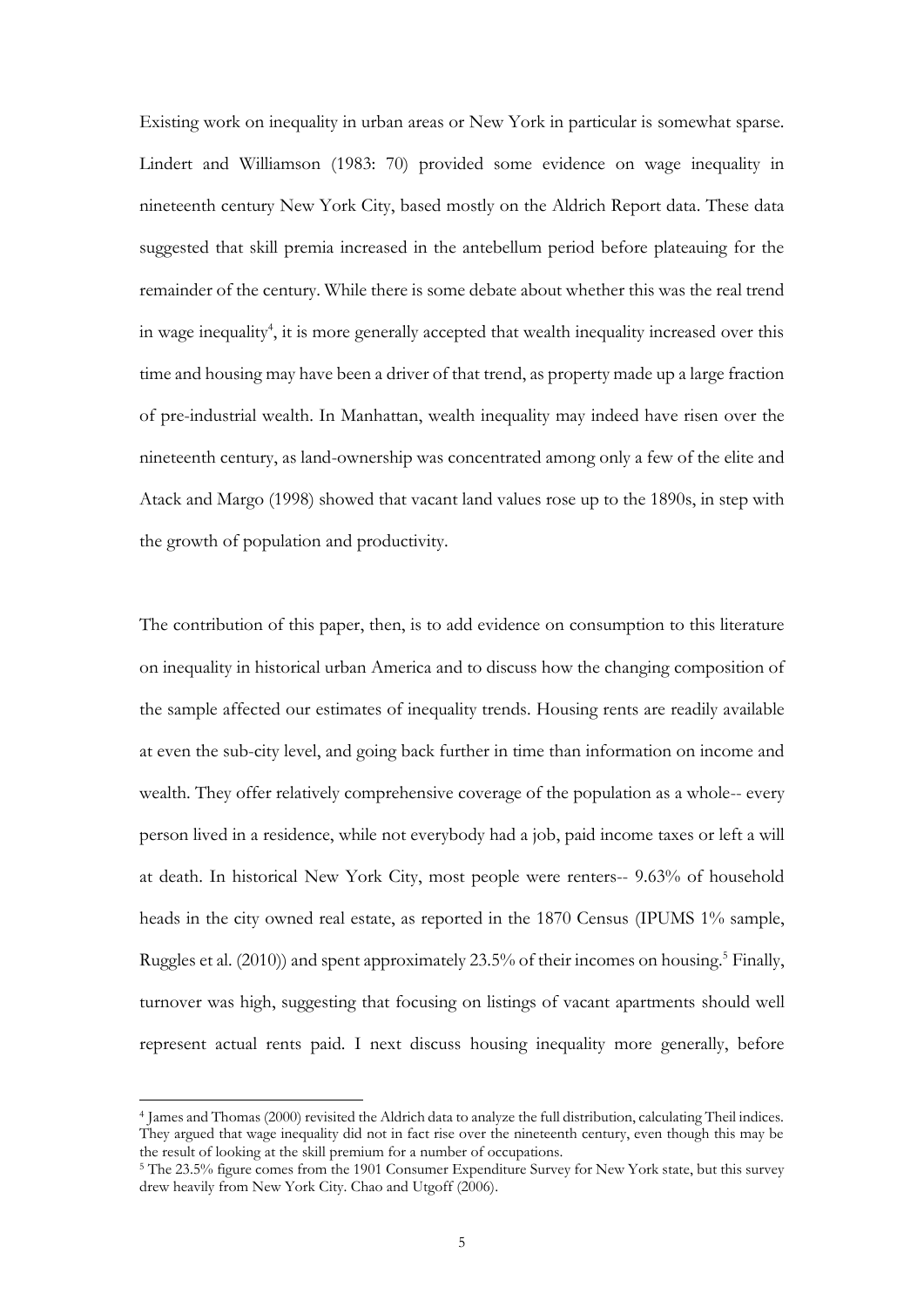Existing work on inequality in urban areas or New York in particular is somewhat sparse. Lindert and Williamson (1983: 70) provided some evidence on wage inequality in nineteenth century New York City, based mostly on the Aldrich Report data. These data suggested that skill premia increased in the antebellum period before plateauing for the remainder of the century. While there is some debate about whether this was the real trend in wage inequality[4], it is more generally accepted that wealth inequality increased over this time and housing may have been a driver of that trend, as property made up a large fraction of pre-industrial wealth. In Manhattan, wealth inequality may indeed have risen over the nineteenth century, as land-ownership was concentrated among only a few of the elite and Atack and Margo (1998) showed that vacant land values rose up to the 1890s, in step with the growth of population and productivity.

The contribution of this paper, then, is to add evidence on consumption to this literature on inequality in historical urban America and to discuss how the changing composition of the sample affected our estimates of inequality trends. Housing rents are readily available at even the sub-city level, and going back further in time than information on income and wealth. They offer relatively comprehensive coverage of the population as a whole-- every person lived in a residence, while not everybody had a job, paid income taxes or left a will at death. In historical New York City, most people were renters-- 9.63% of household heads in the city owned real estate, as reported in the 1870 Census (IPUMS 1% sample, Ruggles et al. (2010)) and spent approximately 23.5% of their incomes on housing.[5] Finally, turnover was high, suggesting that focusing on listings of vacant apartments should well represent actual rents paid. I next discuss housing inequality more generally, before

---

[4] James and Thomas (2000) revisited the Aldrich data to analyze the full distribution, calculating Theil indices. They argued that wage inequality did not in fact rise over the nineteenth century, even though this may be the result of looking at the skill premium for a number of occupations.

[5] The 23.5% figure comes from the 1901 Consumer Expenditure Survey for New York state, but this survey drew heavily from New York City. Chao and Utgoff (2006).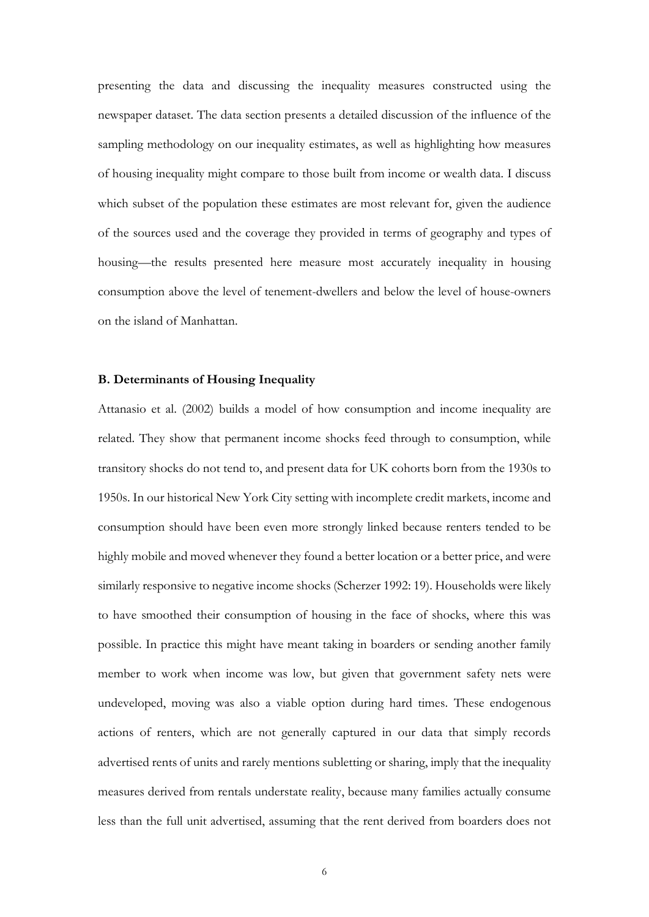presenting the data and discussing the inequality measures constructed using the newspaper dataset. The data section presents a detailed discussion of the influence of the sampling methodology on our inequality estimates, as well as highlighting how measures of housing inequality might compare to those built from income or wealth data. I discuss which subset of the population these estimates are most relevant for, given the audience of the sources used and the coverage they provided in terms of geography and types of housing—the results presented here measure most accurately inequality in housing consumption above the level of tenement-dwellers and below the level of house-owners on the island of Manhattan.

**B. Determinants of Housing Inequality**

Attanasio et al. (2002) builds a model of how consumption and income inequality are related. They show that permanent income shocks feed through to consumption, while transitory shocks do not tend to, and present data for UK cohorts born from the 1930s to 1950s. In our historical New York City setting with incomplete credit markets, income and consumption should have been even more strongly linked because renters tended to be highly mobile and moved whenever they found a better location or a better price, and were similarly responsive to negative income shocks (Scherzer 1992: 19). Households were likely to have smoothed their consumption of housing in the face of shocks, where this was possible. In practice this might have meant taking in boarders or sending another family member to work when income was low, but given that government safety nets were undeveloped, moving was also a viable option during hard times. These endogenous actions of renters, which are not generally captured in our data that simply records advertised rents of units and rarely mentions subletting or sharing, imply that the inequality measures derived from rentals understate reality, because many families actually consume less than the full unit advertised, assuming that the rent derived from boarders does not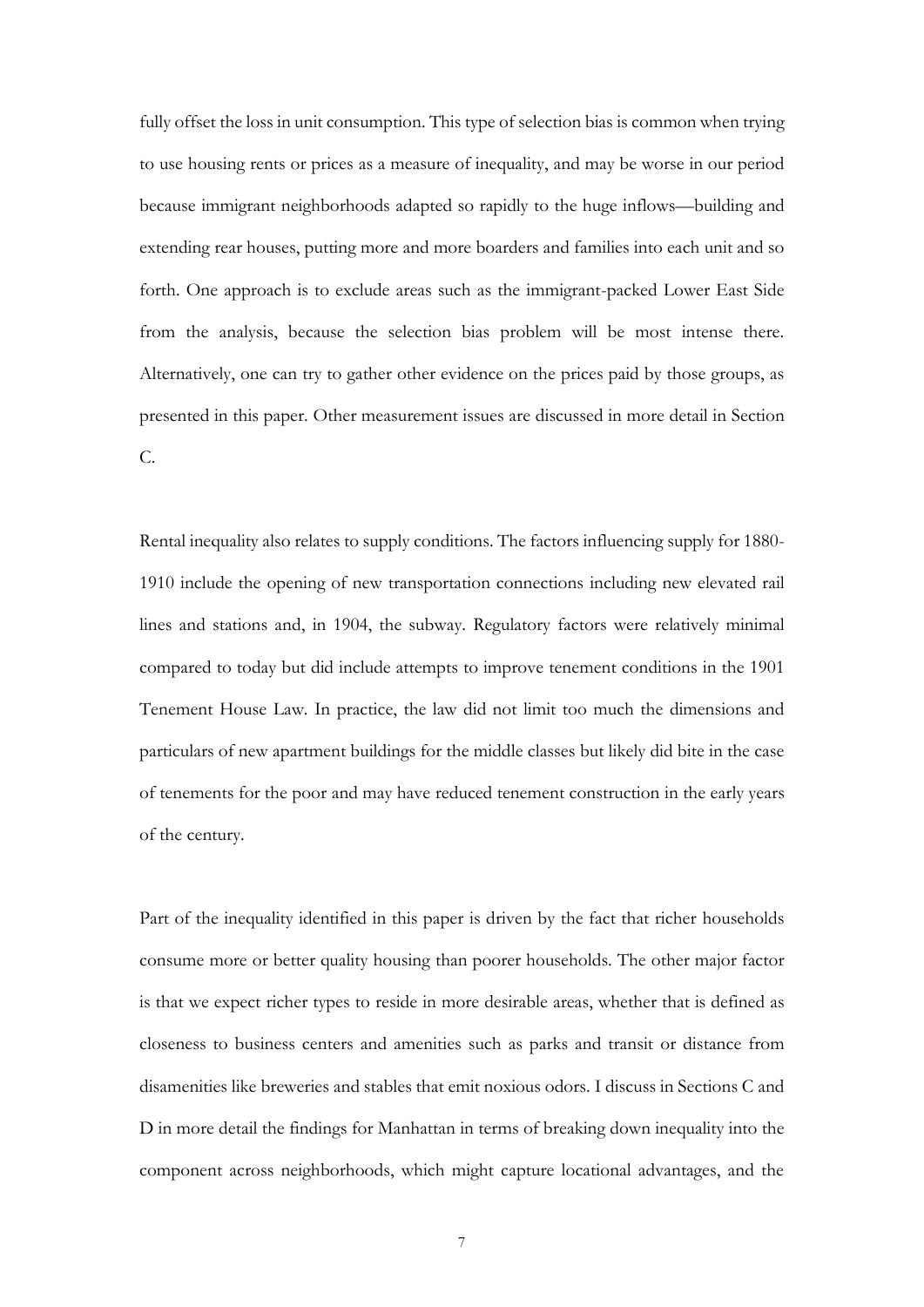fully offset the loss in unit consumption. This type of selection bias is common when trying to use housing rents or prices as a measure of inequality, and may be worse in our period because immigrant neighborhoods adapted so rapidly to the huge inflows—building and extending rear houses, putting more and more boarders and families into each unit and so forth. One approach is to exclude areas such as the immigrant-packed Lower East Side from the analysis, because the selection bias problem will be most intense there. Alternatively, one can try to gather other evidence on the prices paid by those groups, as presented in this paper. Other measurement issues are discussed in more detail in Section C.

Rental inequality also relates to supply conditions. The factors influencing supply for 1880-1910 include the opening of new transportation connections including new elevated rail lines and stations and, in 1904, the subway. Regulatory factors were relatively minimal compared to today but did include attempts to improve tenement conditions in the 1901 Tenement House Law. In practice, the law did not limit too much the dimensions and particulars of new apartment buildings for the middle classes but likely did bite in the case of tenements for the poor and may have reduced tenement construction in the early years of the century.

Part of the inequality identified in this paper is driven by the fact that richer households consume more or better quality housing than poorer households. The other major factor is that we expect richer types to reside in more desirable areas, whether that is defined as closeness to business centers and amenities such as parks and transit or distance from disamenities like breweries and stables that emit noxious odors. I discuss in Sections C and D in more detail the findings for Manhattan in terms of breaking down inequality into the component across neighborhoods, which might capture locational advantages, and the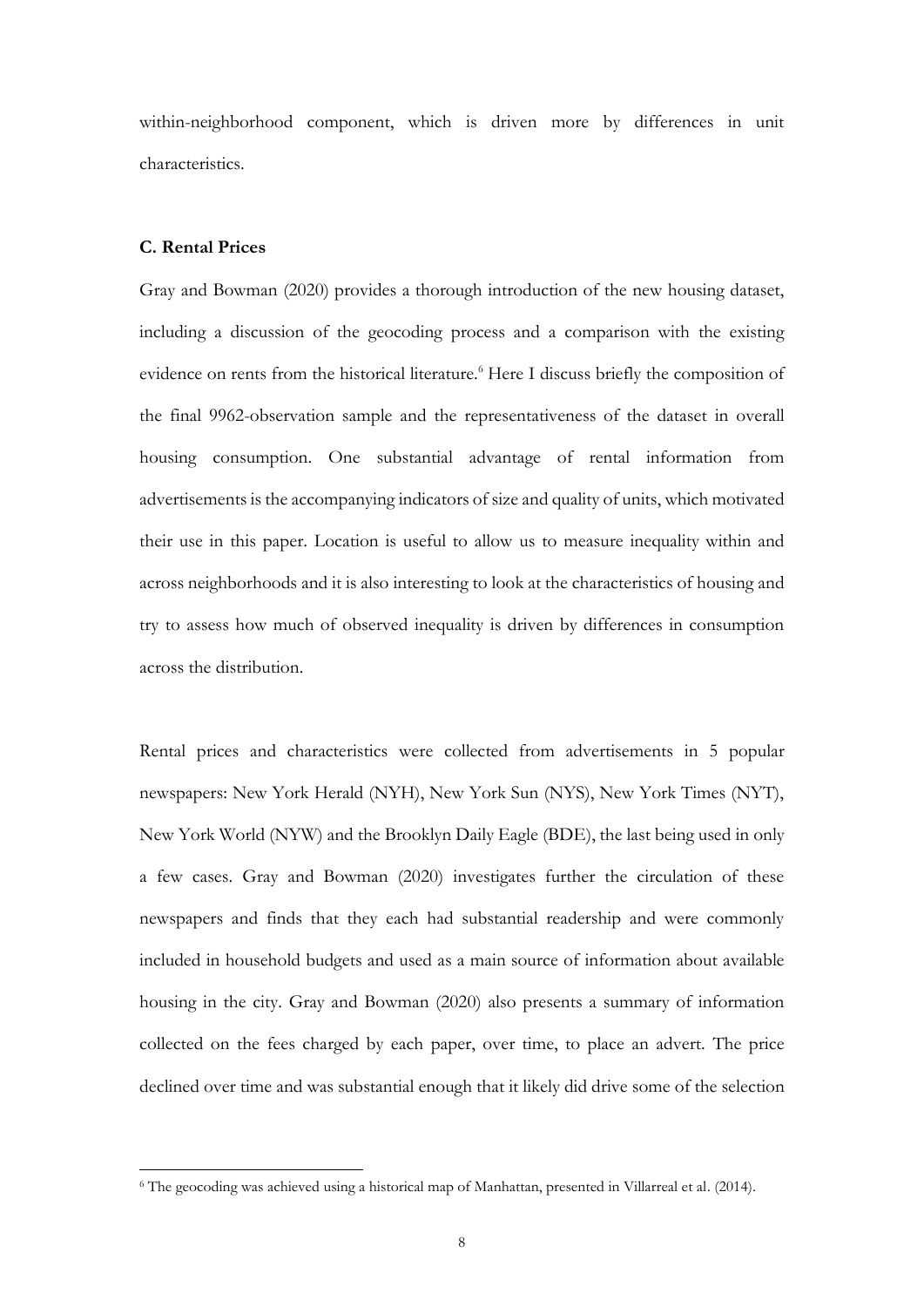within-neighborhood component, which is driven more by differences in unit characteristics.

### C. Rental Prices

Gray and Bowman (2020) provides a thorough introduction of the new housing dataset, including a discussion of the geocoding process and a comparison with the existing evidence on rents from the historical literature.[6] Here I discuss briefly the composition of the final 9962-observation sample and the representativeness of the dataset in overall housing consumption. One substantial advantage of rental information from advertisements is the accompanying indicators of size and quality of units, which motivated their use in this paper. Location is useful to allow us to measure inequality within and across neighborhoods and it is also interesting to look at the characteristics of housing and try to assess how much of observed inequality is driven by differences in consumption across the distribution.

Rental prices and characteristics were collected from advertisements in 5 popular newspapers: New York Herald (NYH), New York Sun (NYS), New York Times (NYT), New York World (NYW) and the Brooklyn Daily Eagle (BDE), the last being used in only a few cases. Gray and Bowman (2020) investigates further the circulation of these newspapers and finds that they each had substantial readership and were commonly included in household budgets and used as a main source of information about available housing in the city. Gray and Bowman (2020) also presents a summary of information collected on the fees charged by each paper, over time, to place an advert. The price declined over time and was substantial enough that it likely did drive some of the selection

[6] The geocoding was achieved using a historical map of Manhattan, presented in Villarreal et al. (2014).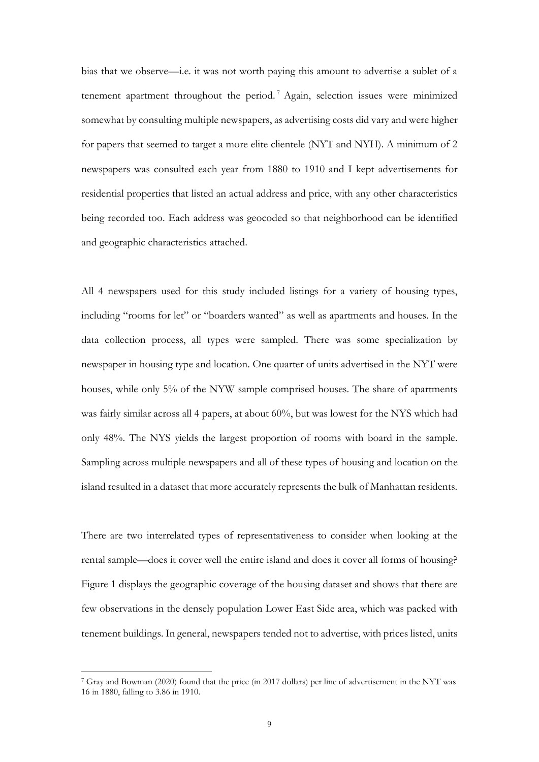bias that we observe—i.e. it was not worth paying this amount to advertise a sublet of a tenement apartment throughout the period.[7] Again, selection issues were minimized somewhat by consulting multiple newspapers, as advertising costs did vary and were higher for papers that seemed to target a more elite clientele (NYT and NYH). A minimum of 2 newspapers was consulted each year from 1880 to 1910 and I kept advertisements for residential properties that listed an actual address and price, with any other characteristics being recorded too. Each address was geocoded so that neighborhood can be identified and geographic characteristics attached.

All 4 newspapers used for this study included listings for a variety of housing types, including "rooms for let" or "boarders wanted" as well as apartments and houses. In the data collection process, all types were sampled. There was some specialization by newspaper in housing type and location. One quarter of units advertised in the NYT were houses, while only 5% of the NYW sample comprised houses. The share of apartments was fairly similar across all 4 papers, at about 60%, but was lowest for the NYS which had only 48%. The NYS yields the largest proportion of rooms with board in the sample. Sampling across multiple newspapers and all of these types of housing and location on the island resulted in a dataset that more accurately represents the bulk of Manhattan residents.

There are two interrelated types of representativeness to consider when looking at the rental sample—does it cover well the entire island and does it cover all forms of housing? Figure 1 displays the geographic coverage of the housing dataset and shows that there are few observations in the densely population Lower East Side area, which was packed with tenement buildings. In general, newspapers tended not to advertise, with prices listed, units

[7] Gray and Bowman (2020) found that the price (in 2017 dollars) per line of advertisement in the NYT was 16 in 1880, falling to 3.86 in 1910.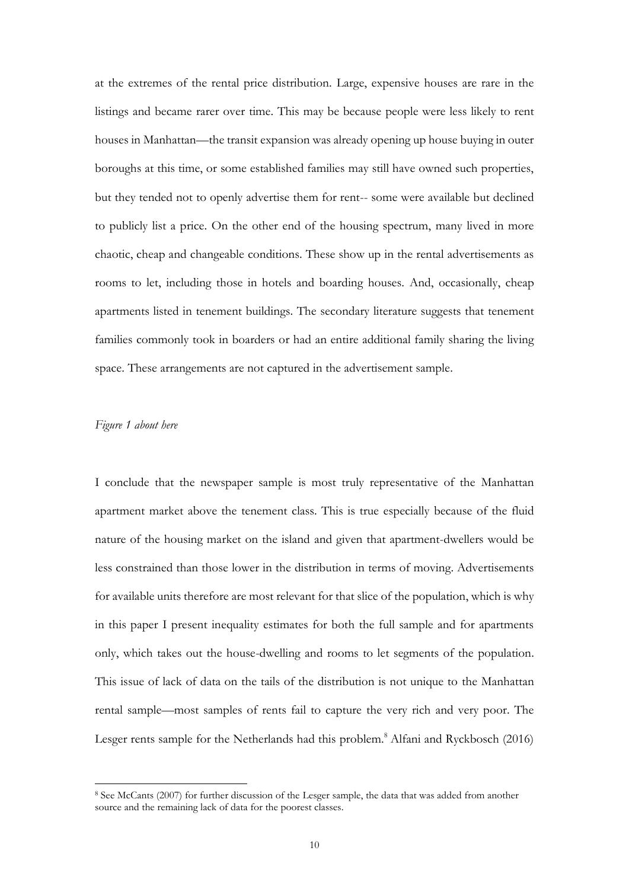at the extremes of the rental price distribution. Large, expensive houses are rare in the listings and became rarer over time. This may be because people were less likely to rent houses in Manhattan—the transit expansion was already opening up house buying in outer boroughs at this time, or some established families may still have owned such properties, but they tended not to openly advertise them for rent-- some were available but declined to publicly list a price. On the other end of the housing spectrum, many lived in more chaotic, cheap and changeable conditions. These show up in the rental advertisements as rooms to let, including those in hotels and boarding houses. And, occasionally, cheap apartments listed in tenement buildings. The secondary literature suggests that tenement families commonly took in boarders or had an entire additional family sharing the living space. These arrangements are not captured in the advertisement sample.

*Figure 1 about here*

I conclude that the newspaper sample is most truly representative of the Manhattan apartment market above the tenement class. This is true especially because of the fluid nature of the housing market on the island and given that apartment-dwellers would be less constrained than those lower in the distribution in terms of moving. Advertisements for available units therefore are most relevant for that slice of the population, which is why in this paper I present inequality estimates for both the full sample and for apartments only, which takes out the house-dwelling and rooms to let segments of the population. This issue of lack of data on the tails of the distribution is not unique to the Manhattan rental sample—most samples of rents fail to capture the very rich and very poor. The Lesger rents sample for the Netherlands had this problem.[8] Alfani and Ryckbosch (2016)

[8] See McCants (2007) for further discussion of the Lesger sample, the data that was added from another source and the remaining lack of data for the poorest classes.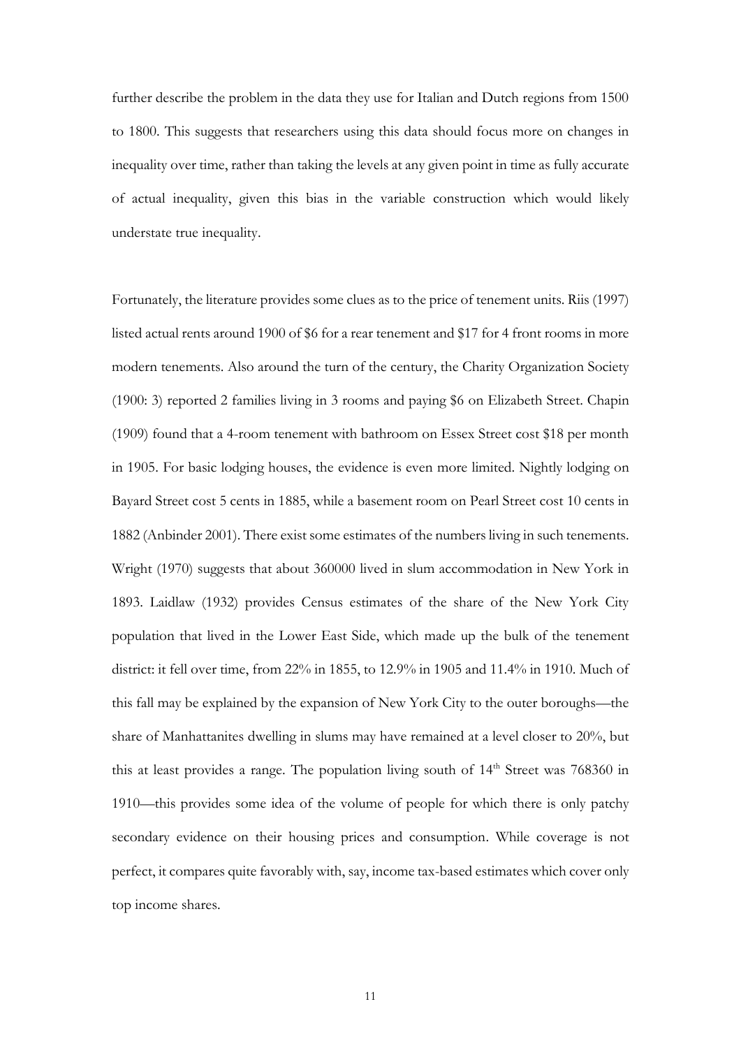further describe the problem in the data they use for Italian and Dutch regions from 1500 to 1800. This suggests that researchers using this data should focus more on changes in inequality over time, rather than taking the levels at any given point in time as fully accurate of actual inequality, given this bias in the variable construction which would likely understate true inequality.

Fortunately, the literature provides some clues as to the price of tenement units. Riis (1997) listed actual rents around 1900 of \$6 for a rear tenement and \$17 for 4 front rooms in more modern tenements. Also around the turn of the century, the Charity Organization Society (1900: 3) reported 2 families living in 3 rooms and paying \$6 on Elizabeth Street. Chapin (1909) found that a 4-room tenement with bathroom on Essex Street cost \$18 per month in 1905. For basic lodging houses, the evidence is even more limited. Nightly lodging on Bayard Street cost 5 cents in 1885, while a basement room on Pearl Street cost 10 cents in 1882 (Anbinder 2001). There exist some estimates of the numbers living in such tenements. Wright (1970) suggests that about 360000 lived in slum accommodation in New York in 1893. Laidlaw (1932) provides Census estimates of the share of the New York City population that lived in the Lower East Side, which made up the bulk of the tenement district: it fell over time, from 22% in 1855, to 12.9% in 1905 and 11.4% in 1910. Much of this fall may be explained by the expansion of New York City to the outer boroughs—the share of Manhattanites dwelling in slums may have remained at a level closer to 20%, but this at least provides a range. The population living south of 14th Street was 768360 in 1910—this provides some idea of the volume of people for which there is only patchy secondary evidence on their housing prices and consumption. While coverage is not perfect, it compares quite favorably with, say, income tax-based estimates which cover only top income shares.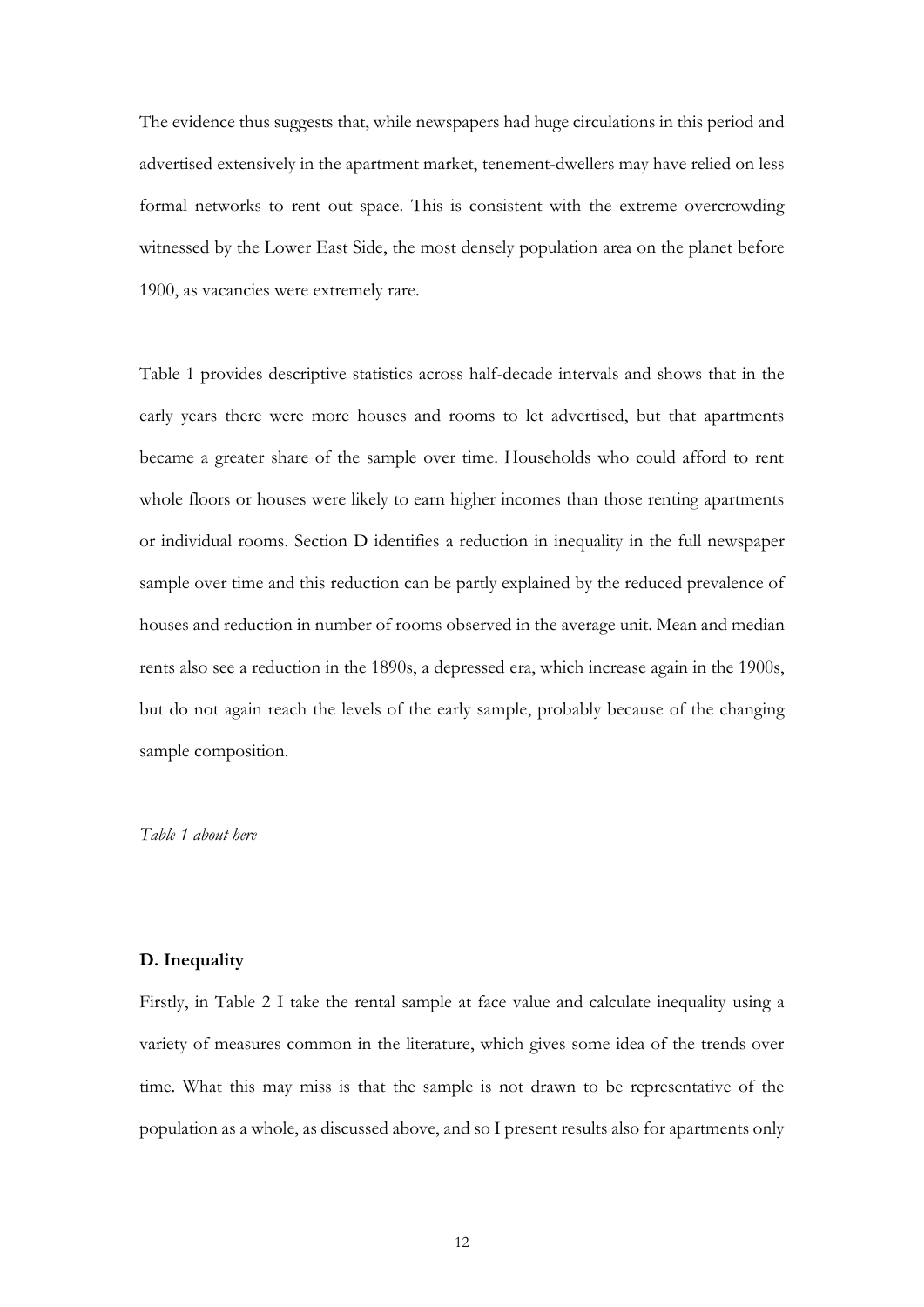The evidence thus suggests that, while newspapers had huge circulations in this period and advertised extensively in the apartment market, tenement-dwellers may have relied on less formal networks to rent out space. This is consistent with the extreme overcrowding witnessed by the Lower East Side, the most densely population area on the planet before 1900, as vacancies were extremely rare.

Table 1 provides descriptive statistics across half-decade intervals and shows that in the early years there were more houses and rooms to let advertised, but that apartments became a greater share of the sample over time. Households who could afford to rent whole floors or houses were likely to earn higher incomes than those renting apartments or individual rooms. Section D identifies a reduction in inequality in the full newspaper sample over time and this reduction can be partly explained by the reduced prevalence of houses and reduction in number of rooms observed in the average unit. Mean and median rents also see a reduction in the 1890s, a depressed era, which increase again in the 1900s, but do not again reach the levels of the early sample, probably because of the changing sample composition.

*Table 1 about here*

**D. Inequality**

Firstly, in Table 2 I take the rental sample at face value and calculate inequality using a variety of measures common in the literature, which gives some idea of the trends over time. What this may miss is that the sample is not drawn to be representative of the population as a whole, as discussed above, and so I present results also for apartments only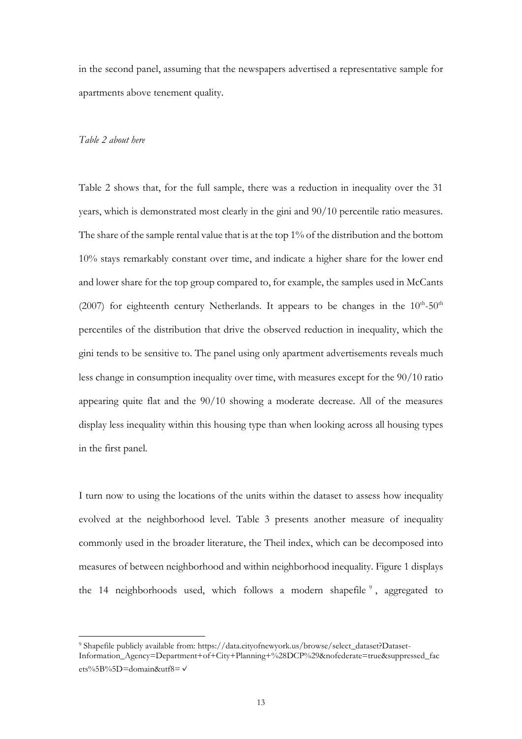in the second panel, assuming that the newspapers advertised a representative sample for apartments above tenement quality.

*Table 2 about here*

Table 2 shows that, for the full sample, there was a reduction in inequality over the 31 years, which is demonstrated most clearly in the gini and 90/10 percentile ratio measures. The share of the sample rental value that is at the top 1% of the distribution and the bottom 10% stays remarkably constant over time, and indicate a higher share for the lower end and lower share for the top group compared to, for example, the samples used in McCants (2007) for eighteenth century Netherlands. It appears to be changes in the $10^{th}$-$50^{th}$ percentiles of the distribution that drive the observed reduction in inequality, which the gini tends to be sensitive to. The panel using only apartment advertisements reveals much less change in consumption inequality over time, with measures except for the 90/10 ratio appearing quite flat and the 90/10 showing a moderate decrease. All of the measures display less inequality within this housing type than when looking across all housing types in the first panel.

I turn now to using the locations of the units within the dataset to assess how inequality evolved at the neighborhood level. Table 3 presents another measure of inequality commonly used in the broader literature, the Theil index, which can be decomposed into measures of between neighborhood and within neighborhood inequality. Figure 1 displays the 14 neighborhoods used, which follows a modern shapefile [9], aggregated to

[9] Shapefile publicly available from: https://data.cityofnewyork.us/browse/select_dataset?Dataset-Information_Agency=Department+of+City+Planning+%28DCP%29&nofederate=true&suppressed_facets%5B%5D=domain&utf8=✓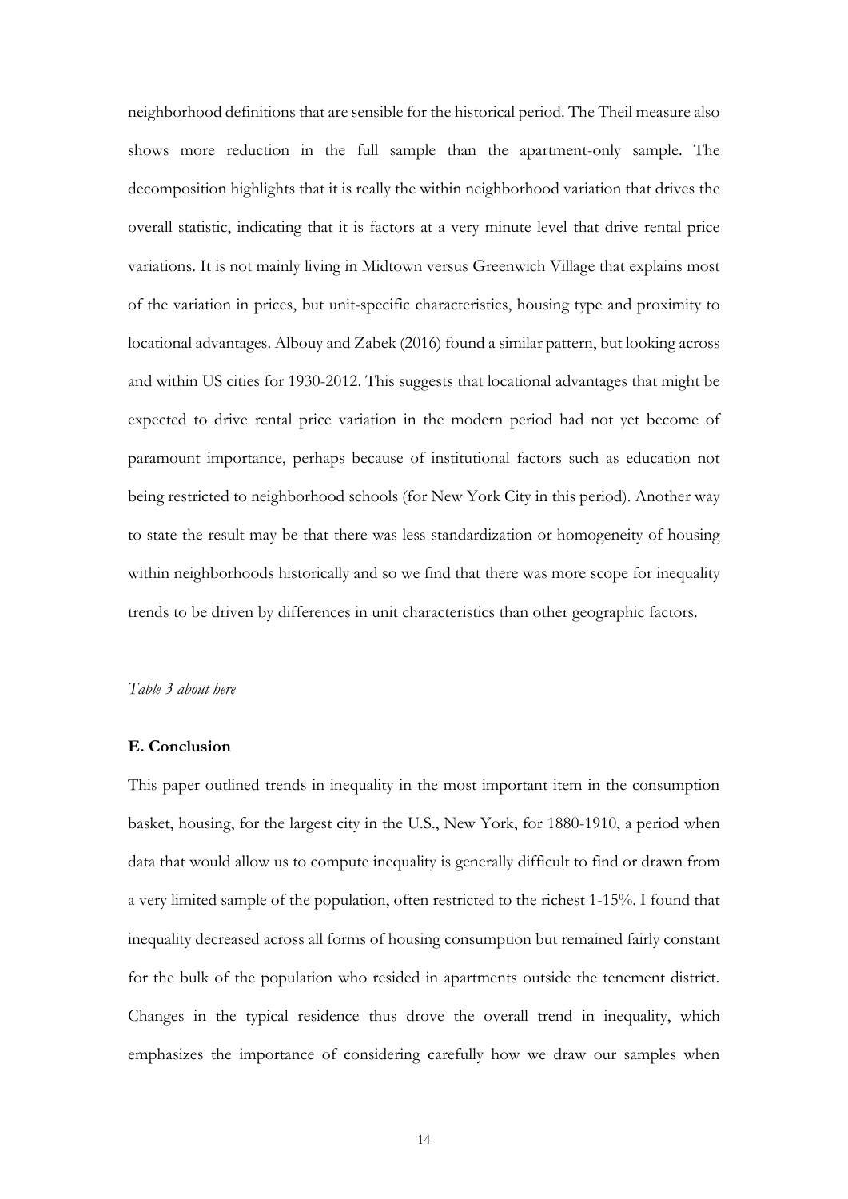neighborhood definitions that are sensible for the historical period. The Theil measure also shows more reduction in the full sample than the apartment-only sample. The decomposition highlights that it is really the within neighborhood variation that drives the overall statistic, indicating that it is factors at a very minute level that drive rental price variations. It is not mainly living in Midtown versus Greenwich Village that explains most of the variation in prices, but unit-specific characteristics, housing type and proximity to locational advantages. Albouy and Zabek (2016) found a similar pattern, but looking across and within US cities for 1930-2012. This suggests that locational advantages that might be expected to drive rental price variation in the modern period had not yet become of paramount importance, perhaps because of institutional factors such as education not being restricted to neighborhood schools (for New York City in this period). Another way to state the result may be that there was less standardization or homogeneity of housing within neighborhoods historically and so we find that there was more scope for inequality trends to be driven by differences in unit characteristics than other geographic factors.

*Table 3 about here*

**E. Conclusion**

This paper outlined trends in inequality in the most important item in the consumption basket, housing, for the largest city in the U.S., New York, for 1880-1910, a period when data that would allow us to compute inequality is generally difficult to find or drawn from a very limited sample of the population, often restricted to the richest 1-15%. I found that inequality decreased across all forms of housing consumption but remained fairly constant for the bulk of the population who resided in apartments outside the tenement district. Changes in the typical residence thus drove the overall trend in inequality, which emphasizes the importance of considering carefully how we draw our samples when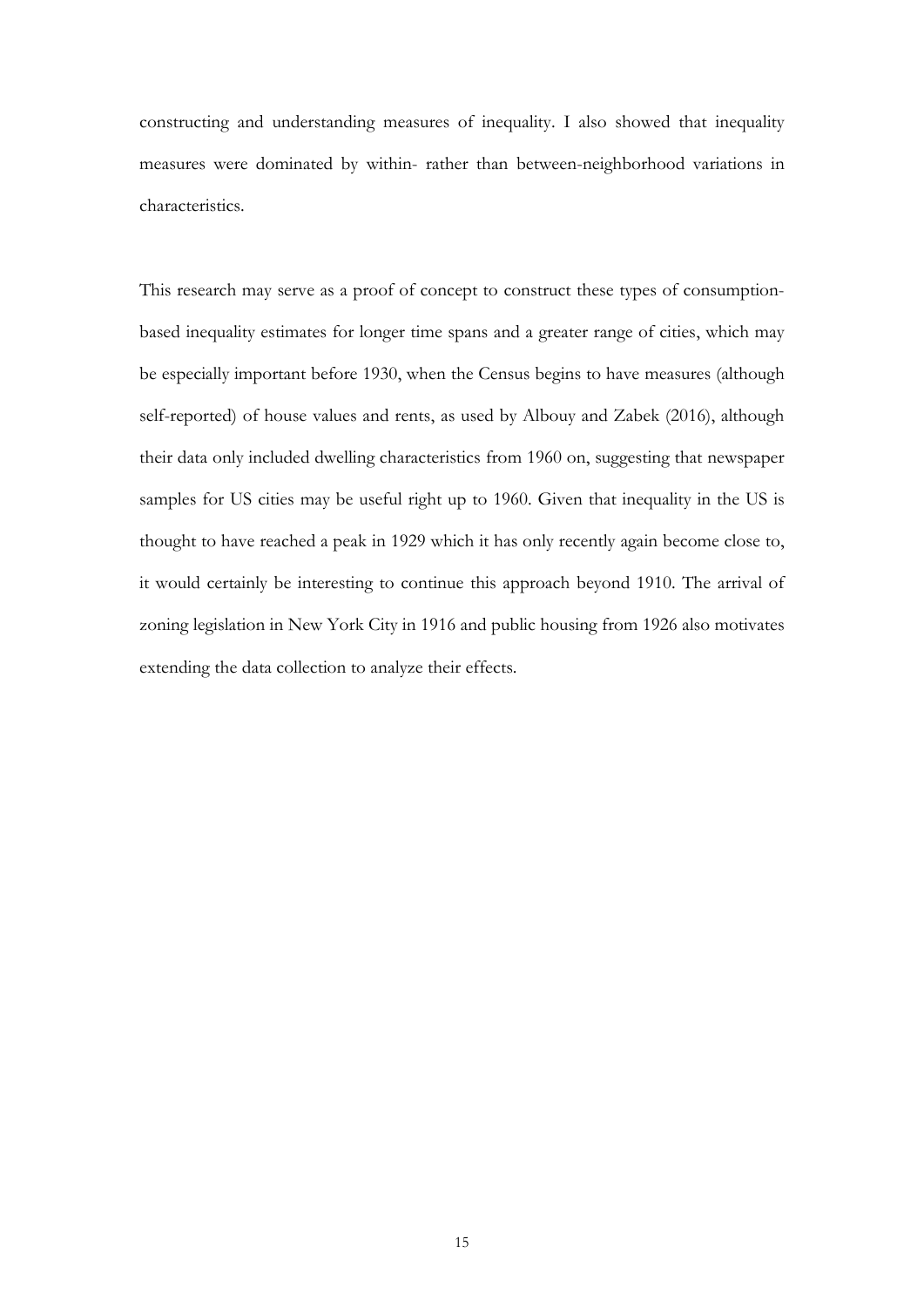constructing and understanding measures of inequality. I also showed that inequality measures were dominated by within- rather than between-neighborhood variations in characteristics.

This research may serve as a proof of concept to construct these types of consumption-based inequality estimates for longer time spans and a greater range of cities, which may be especially important before 1930, when the Census begins to have measures (although self-reported) of house values and rents, as used by Albouy and Zabek (2016), although their data only included dwelling characteristics from 1960 on, suggesting that newspaper samples for US cities may be useful right up to 1960. Given that inequality in the US is thought to have reached a peak in 1929 which it has only recently again become close to, it would certainly be interesting to continue this approach beyond 1910. The arrival of zoning legislation in New York City in 1916 and public housing from 1926 also motivates extending the data collection to analyze their effects.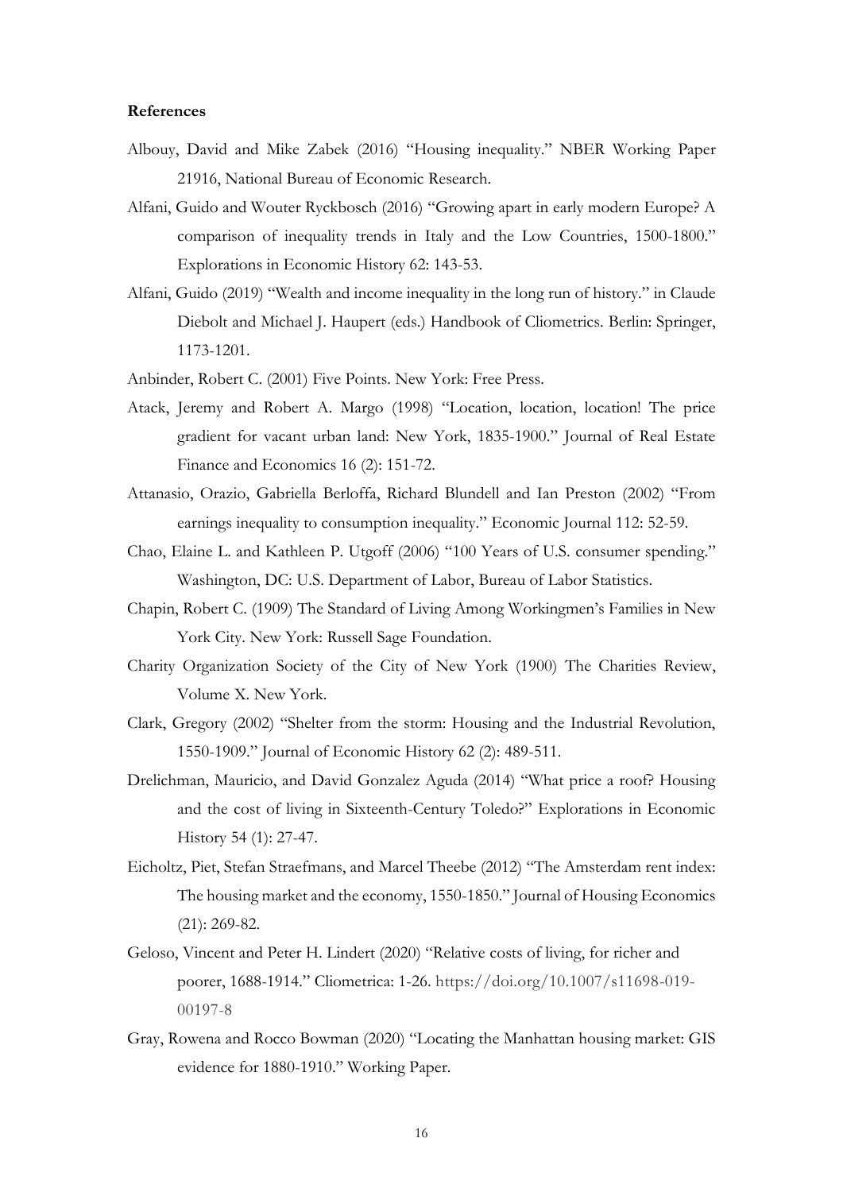**References**

Albouy, David and Mike Zabek (2016) "Housing inequality." NBER Working Paper 21916, National Bureau of Economic Research.

Alfani, Guido and Wouter Ryckbosch (2016) "Growing apart in early modern Europe? A comparison of inequality trends in Italy and the Low Countries, 1500-1800." Explorations in Economic History 62: 143-53.

Alfani, Guido (2019) "Wealth and income inequality in the long run of history." in Claude Diebolt and Michael J. Haupert (eds.) Handbook of Cliometrics. Berlin: Springer, 1173-1201.

Anbinder, Robert C. (2001) Five Points. New York: Free Press.

Atack, Jeremy and Robert A. Margo (1998) "Location, location, location! The price gradient for vacant urban land: New York, 1835-1900." Journal of Real Estate Finance and Economics 16 (2): 151-72.

Attanasio, Orazio, Gabriella Berloffa, Richard Blundell and Ian Preston (2002) "From earnings inequality to consumption inequality." Economic Journal 112: 52-59.

Chao, Elaine L. and Kathleen P. Utgoff (2006) "100 Years of U.S. consumer spending." Washington, DC: U.S. Department of Labor, Bureau of Labor Statistics.

Chapin, Robert C. (1909) The Standard of Living Among Workingmen's Families in New York City. New York: Russell Sage Foundation.

Charity Organization Society of the City of New York (1900) The Charities Review, Volume X. New York.

Clark, Gregory (2002) "Shelter from the storm: Housing and the Industrial Revolution, 1550-1909." Journal of Economic History 62 (2): 489-511.

Drelichman, Mauricio, and David Gonzalez Aguda (2014) "What price a roof? Housing and the cost of living in Sixteenth-Century Toledo?" Explorations in Economic History 54 (1): 27-47.

Eicholtz, Piet, Stefan Straefmans, and Marcel Theebe (2012) "The Amsterdam rent index: The housing market and the economy, 1550-1850." Journal of Housing Economics (21): 269-82.

Geloso, Vincent and Peter H. Lindert (2020) "Relative costs of living, for richer and poorer, 1688-1914." Cliometrica: 1-26. https://doi.org/10.1007/s11698-019-00197-8

Gray, Rowena and Rocco Bowman (2020) "Locating the Manhattan housing market: GIS evidence for 1880-1910." Working Paper.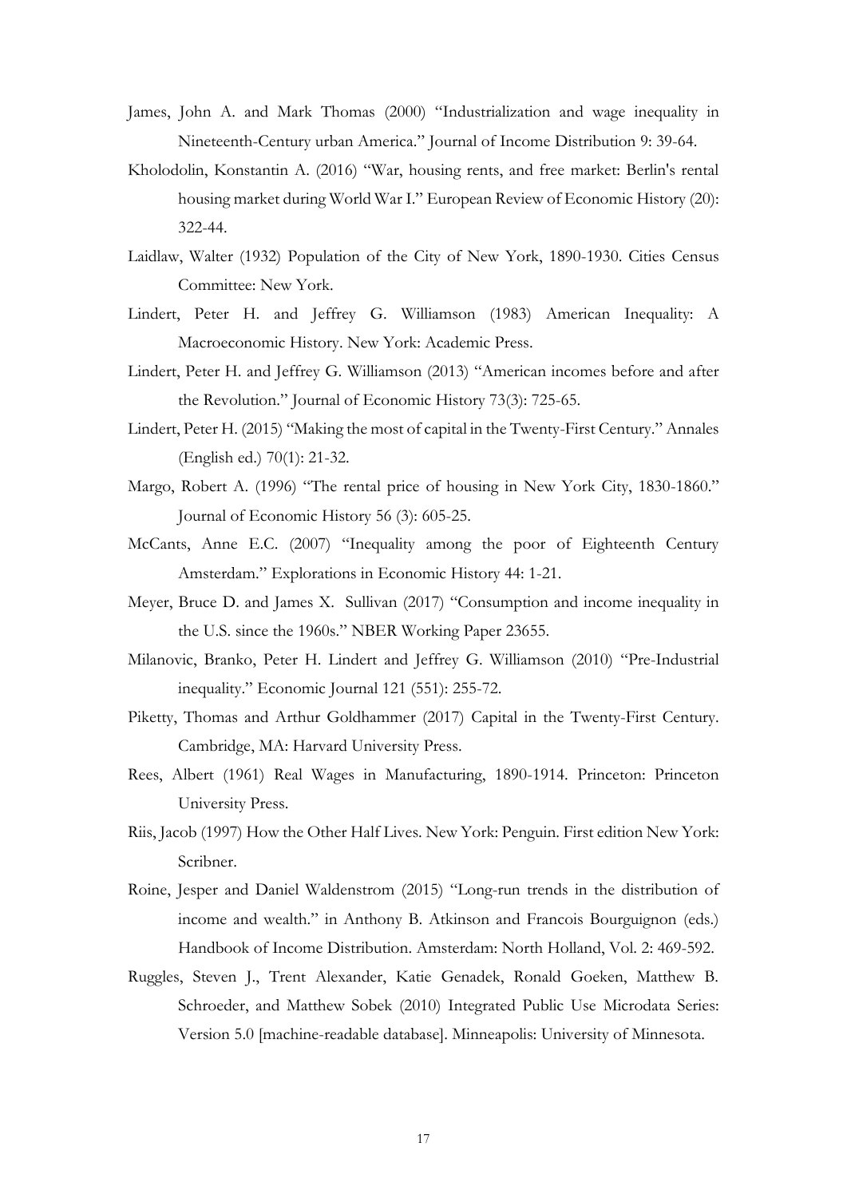James, John A. and Mark Thomas (2000) "Industrialization and wage inequality in Nineteenth-Century urban America." Journal of Income Distribution 9: 39-64.

Kholodolin, Konstantin A. (2016) "War, housing rents, and free market: Berlin's rental housing market during World War I." European Review of Economic History (20): 322-44.

Laidlaw, Walter (1932) Population of the City of New York, 1890-1930. Cities Census Committee: New York.

Lindert, Peter H. and Jeffrey G. Williamson (1983) American Inequality: A Macroeconomic History. New York: Academic Press.

Lindert, Peter H. and Jeffrey G. Williamson (2013) "American incomes before and after the Revolution." Journal of Economic History 73(3): 725-65.

Lindert, Peter H. (2015) "Making the most of capital in the Twenty-First Century." Annales (English ed.) 70(1): 21-32.

Margo, Robert A. (1996) "The rental price of housing in New York City, 1830-1860." Journal of Economic History 56 (3): 605-25.

McCants, Anne E.C. (2007) "Inequality among the poor of Eighteenth Century Amsterdam." Explorations in Economic History 44: 1-21.

Meyer, Bruce D. and James X. Sullivan (2017) "Consumption and income inequality in the U.S. since the 1960s." NBER Working Paper 23655.

Milanovic, Branko, Peter H. Lindert and Jeffrey G. Williamson (2010) "Pre-Industrial inequality." Economic Journal 121 (551): 255-72.

Piketty, Thomas and Arthur Goldhammer (2017) Capital in the Twenty-First Century. Cambridge, MA: Harvard University Press.

Rees, Albert (1961) Real Wages in Manufacturing, 1890-1914. Princeton: Princeton University Press.

Riis, Jacob (1997) How the Other Half Lives. New York: Penguin. First edition New York: Scribner.

Roine, Jesper and Daniel Waldenstrom (2015) "Long-run trends in the distribution of income and wealth." in Anthony B. Atkinson and Francois Bourguignon (eds.) Handbook of Income Distribution. Amsterdam: North Holland, Vol. 2: 469-592.

Ruggles, Steven J., Trent Alexander, Katie Genadek, Ronald Goeken, Matthew B. Schroeder, and Matthew Sobek (2010) Integrated Public Use Microdata Series: Version 5.0 [machine-readable database]. Minneapolis: University of Minnesota.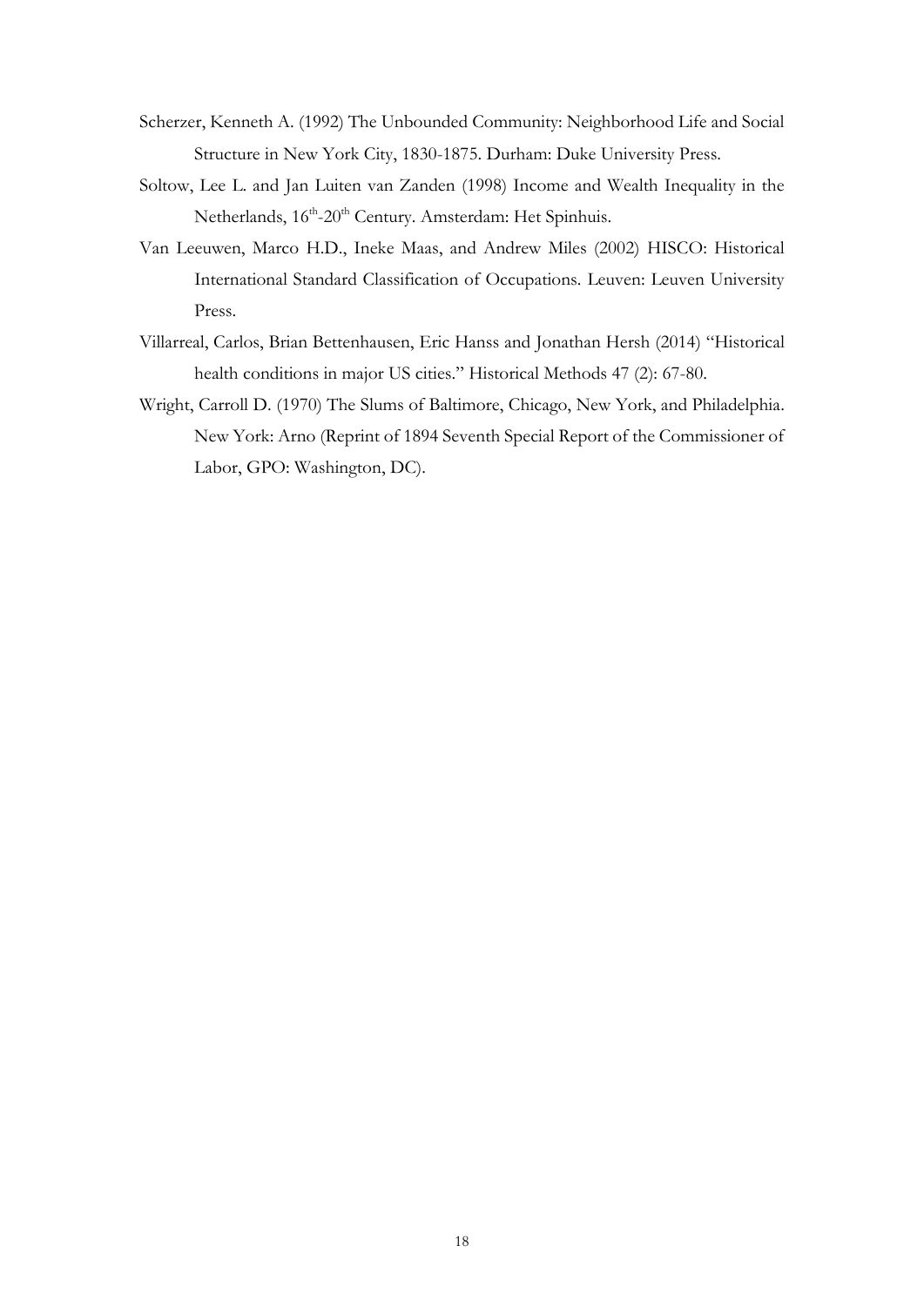Scherzer, Kenneth A. (1992) The Unbounded Community: Neighborhood Life and Social Structure in New York City, 1830-1875. Durham: Duke University Press.

Soltow, Lee L. and Jan Luiten van Zanden (1998) Income and Wealth Inequality in the Netherlands, 16th-20th Century. Amsterdam: Het Spinhuis.

Van Leeuwen, Marco H.D., Ineke Maas, and Andrew Miles (2002) HISCO: Historical International Standard Classification of Occupations. Leuven: Leuven University Press.

Villarreal, Carlos, Brian Bettenhausen, Eric Hanss and Jonathan Hersh (2014) "Historical health conditions in major US cities." Historical Methods 47 (2): 67-80.

Wright, Carroll D. (1970) The Slums of Baltimore, Chicago, New York, and Philadelphia. New York: Arno (Reprint of 1894 Seventh Special Report of the Commissioner of Labor, GPO: Washington, DC).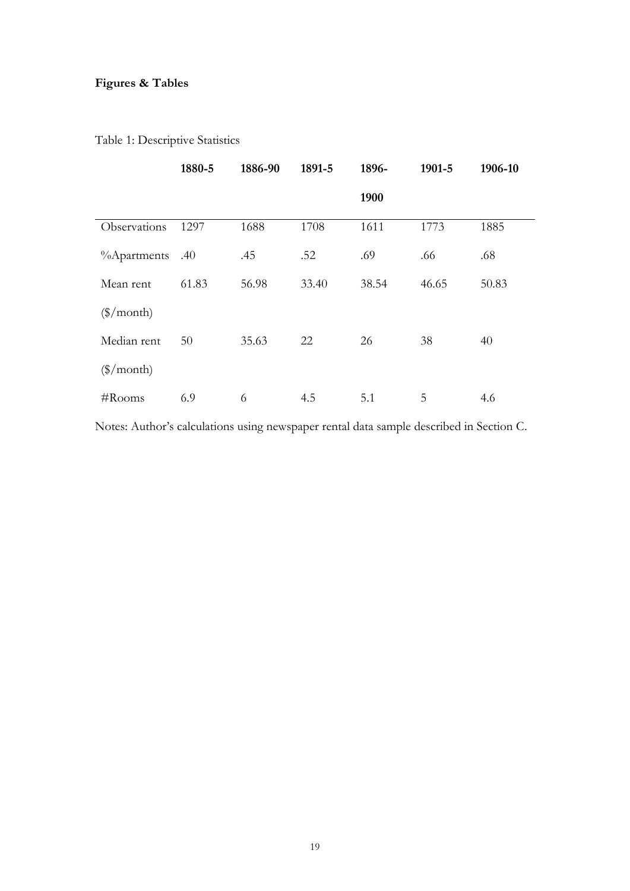**Figures & Tables**

Table 1: Descriptive Statistics

| | 1880-5 | 1886-90 | 1891-5 | 1896-1900 | 1901-5 | 1906-10 |
|---|---|---|---|---|---|---|
| Observations | 1297 | 1688 | 1708 | 1611 | 1773 | 1885 |
| %Apartments | .40 | .45 | .52 | .69 | .66 | .68 |
| Mean rent ($/month) | 61.83 | 56.98 | 33.40 | 38.54 | 46.65 | 50.83 |
| Median rent ($/month) | 50 | 35.63 | 22 | 26 | 38 | 40 |
| #Rooms | 6.9 | 6 | 4.5 | 5.1 | 5 | 4.6 |

Notes: Author's calculations using newspaper rental data sample described in Section C.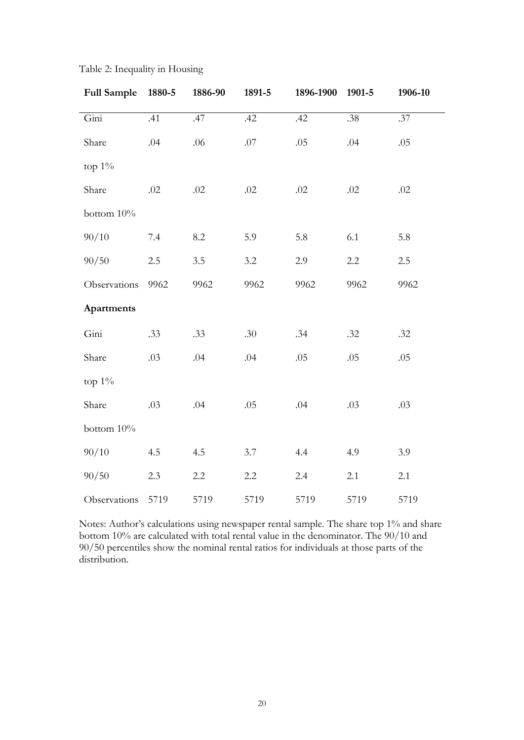Table 2: Inequality in Housing

| **Full Sample** | **1880-5** | **1886-90** | **1891-5** | **1896-1900** | **1901-5** | **1906-10** |
|---|---|---|---|---|---|---|
| Gini | .41 | .47 | .42 | .42 | .38 | .37 |
| Share top 1% | .04 | .06 | .07 | .05 | .04 | .05 |
| Share bottom 10% | .02 | .02 | .02 | .02 | .02 | .02 |
| 90/10 | 7.4 | 8.2 | 5.9 | 5.8 | 6.1 | 5.8 |
| 90/50 | 2.5 | 3.5 | 3.2 | 2.9 | 2.2 | 2.5 |
| Observations | 9962 | 9962 | 9962 | 9962 | 9962 | 9962 |
| **Apartments** | | | | | | |
| Gini | .33 | .33 | .30 | .34 | .32 | .32 |
| Share top 1% | .03 | .04 | .04 | .05 | .05 | .05 |
| Share bottom 10% | .03 | .04 | .05 | .04 | .03 | .03 |
| 90/10 | 4.5 | 4.5 | 3.7 | 4.4 | 4.9 | 3.9 |
| 90/50 | 2.3 | 2.2 | 2.2 | 2.4 | 2.1 | 2.1 |
| Observations | 5719 | 5719 | 5719 | 5719 | 5719 | 5719 |

Notes: Author's calculations using newspaper rental sample. The share top 1% and share bottom 10% are calculated with total rental value in the denominator. The 90/10 and 90/50 percentiles show the nominal rental ratios for individuals at those parts of the distribution.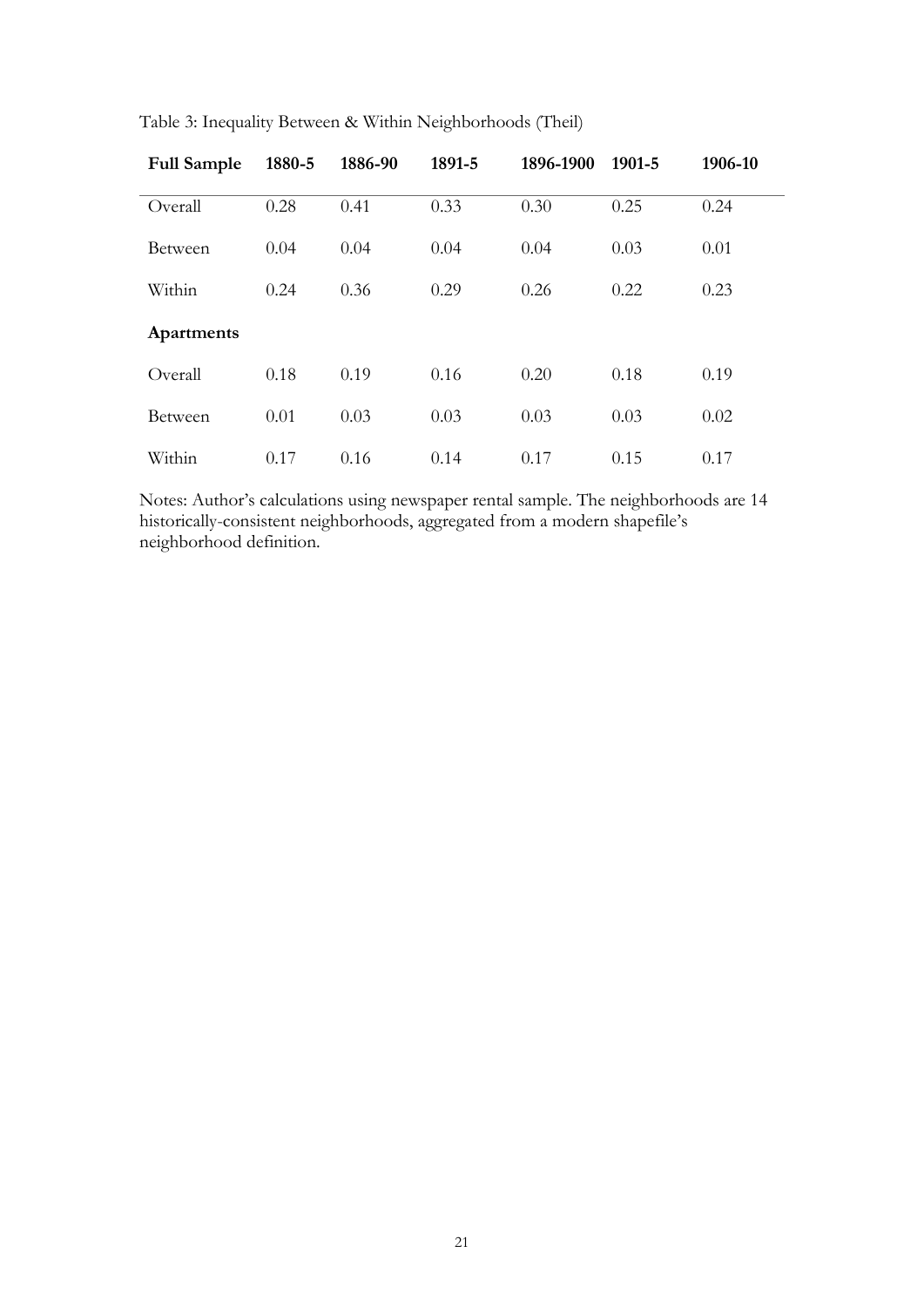Table 3: Inequality Between & Within Neighborhoods (Theil)

| **Full Sample** | **1880-5** | **1886-90** | **1891-5** | **1896-1900** | **1901-5** | **1906-10** |
|---|---|---|---|---|---|---|
| Overall | 0.28 | 0.41 | 0.33 | 0.30 | 0.25 | 0.24 |
| Between | 0.04 | 0.04 | 0.04 | 0.04 | 0.03 | 0.01 |
| Within | 0.24 | 0.36 | 0.29 | 0.26 | 0.22 | 0.23 |
| **Apartments** | | | | | | |
| Overall | 0.18 | 0.19 | 0.16 | 0.20 | 0.18 | 0.19 |
| Between | 0.01 | 0.03 | 0.03 | 0.03 | 0.03 | 0.02 |
| Within | 0.17 | 0.16 | 0.14 | 0.17 | 0.15 | 0.17 |

Notes: Author's calculations using newspaper rental sample. The neighborhoods are 14 historically-consistent neighborhoods, aggregated from a modern shapefile's neighborhood definition.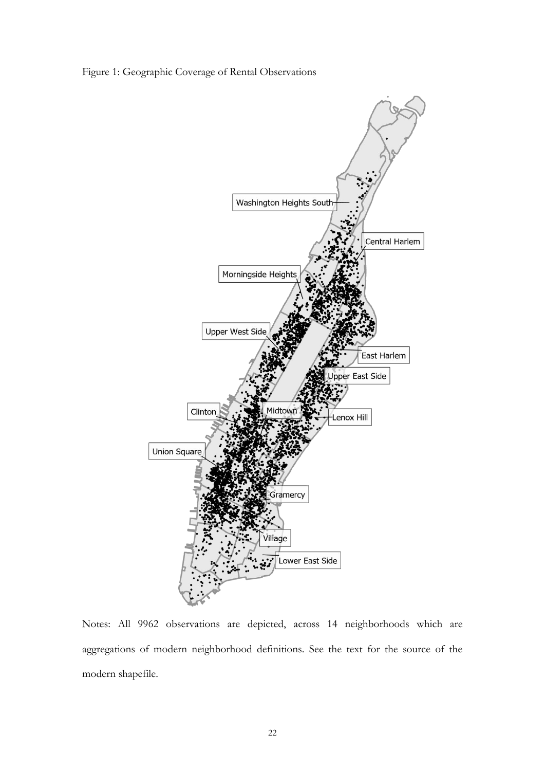Figure 1: Geographic Coverage of Rental Observations

Washington Heights South

Central Harlem

Morningside Heights

Upper West Side

East Harlem

Upper East Side

Clinton

Midtown

Lenox Hill

Union Square

Gramercy

Village

Lower East Side

Notes: All 9962 observations are depicted, across 14 neighborhoods which are aggregations of modern neighborhood definitions. See the text for the source of the modern shapefile.